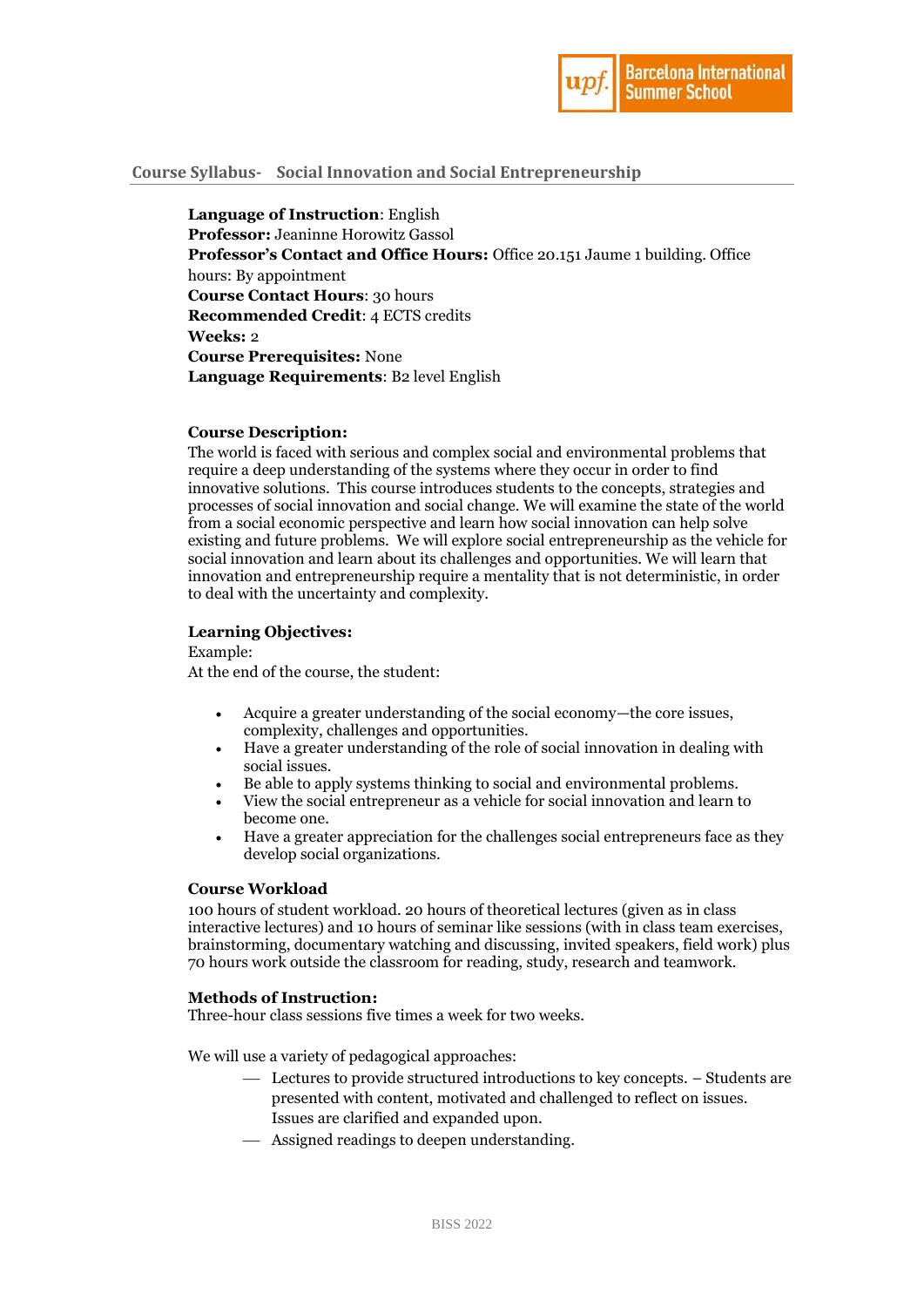## Course Syllabus- Social Innovation and Social Entrepreneurship

**Language of Instruction**: English
**Professor:** Jeaninne Horowitz Gassol
**Professor's Contact and Office Hours:** Office 20.151 Jaume 1 building. Office hours: By appointment
**Course Contact Hours**: 30 hours
**Recommended Credit**: 4 ECTS credits
**Weeks:** 2
**Course Prerequisites:** None
**Language Requirements**: B2 level English

**Course Description:**
The world is faced with serious and complex social and environmental problems that require a deep understanding of the systems where they occur in order to find innovative solutions. This course introduces students to the concepts, strategies and processes of social innovation and social change. We will examine the state of the world from a social economic perspective and learn how social innovation can help solve existing and future problems. We will explore social entrepreneurship as the vehicle for social innovation and learn about its challenges and opportunities. We will learn that innovation and entrepreneurship require a mentality that is not deterministic, in order to deal with the uncertainty and complexity.

**Learning Objectives:**
Example:
At the end of the course, the student:

- Acquire a greater understanding of the social economy—the core issues, complexity, challenges and opportunities.
- Have a greater understanding of the role of social innovation in dealing with social issues.
- Be able to apply systems thinking to social and environmental problems.
- View the social entrepreneur as a vehicle for social innovation and learn to become one.
- Have a greater appreciation for the challenges social entrepreneurs face as they develop social organizations.

**Course Workload**
100 hours of student workload. 20 hours of theoretical lectures (given as in class interactive lectures) and 10 hours of seminar like sessions (with in class team exercises, brainstorming, documentary watching and discussing, invited speakers, field work) plus 70 hours work outside the classroom for reading, study, research and teamwork.

**Methods of Instruction:**
Three-hour class sessions five times a week for two weeks.

We will use a variety of pedagogical approaches:

- Lectures to provide structured introductions to key concepts. – Students are presented with content, motivated and challenged to reflect on issues. Issues are clarified and expanded upon.
- Assigned readings to deepen understanding.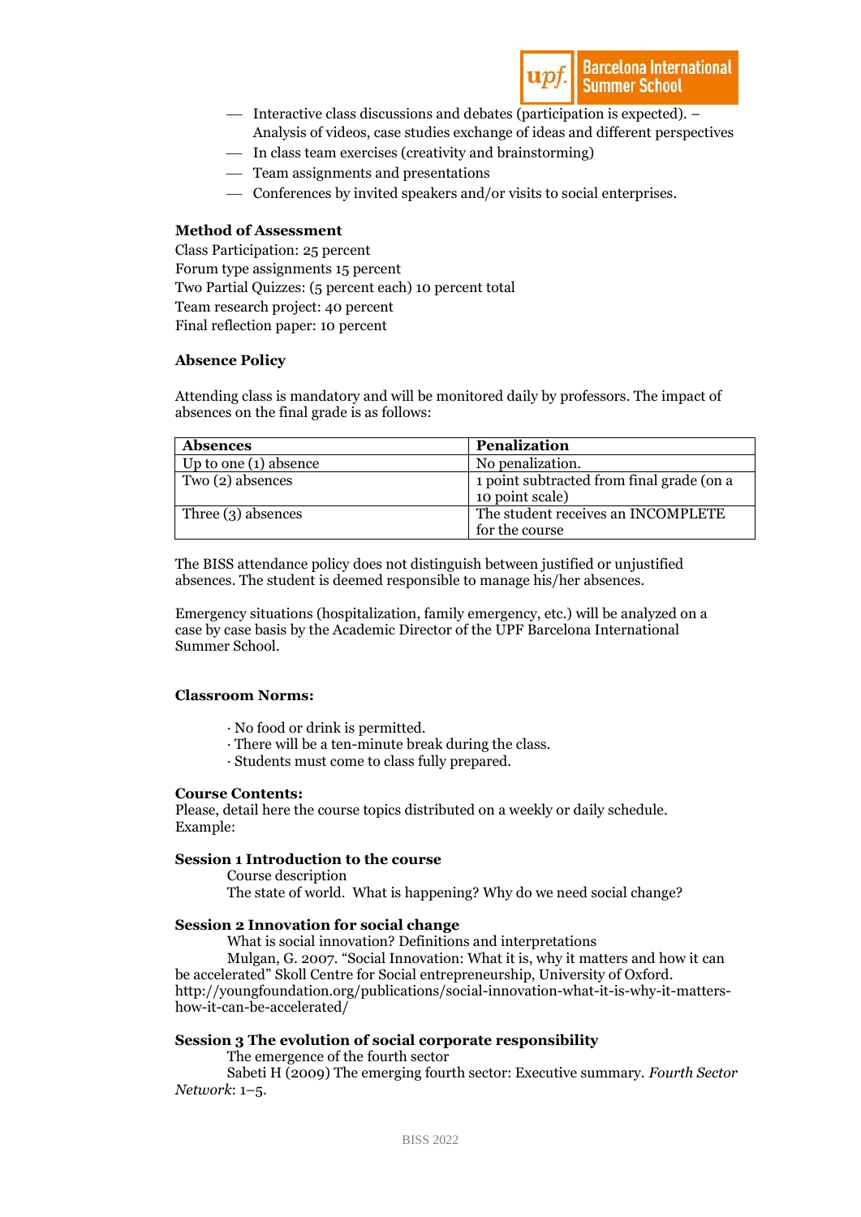- Interactive class discussions and debates (participation is expected). – Analysis of videos, case studies exchange of ideas and different perspectives
- In class team exercises (creativity and brainstorming)
- Team assignments and presentations
- Conferences by invited speakers and/or visits to social enterprises.

**Method of Assessment**

Class Participation: 25 percent
Forum type assignments 15 percent
Two Partial Quizzes: (5 percent each) 10 percent total
Team research project: 40 percent
Final reflection paper: 10 percent

**Absence Policy**

Attending class is mandatory and will be monitored daily by professors. The impact of absences on the final grade is as follows:

| Absences | Penalization |
|---|---|
| Up to one (1) absence | No penalization. |
| Two (2) absences | 1 point subtracted from final grade (on a 10 point scale) |
| Three (3) absences | The student receives an INCOMPLETE for the course |

The BISS attendance policy does not distinguish between justified or unjustified absences. The student is deemed responsible to manage his/her absences.

Emergency situations (hospitalization, family emergency, etc.) will be analyzed on a case by case basis by the Academic Director of the UPF Barcelona International Summer School.

**Classroom Norms:**

· No food or drink is permitted.
· There will be a ten-minute break during the class.
· Students must come to class fully prepared.

**Course Contents:**
Please, detail here the course topics distributed on a weekly or daily schedule. Example:

**Session 1 Introduction to the course**

Course description
The state of world. What is happening? Why do we need social change?

**Session 2 Innovation for social change**

What is social innovation? Definitions and interpretations
Mulgan, G. 2007. "Social Innovation: What it is, why it matters and how it can be accelerated" Skoll Centre for Social entrepreneurship, University of Oxford. http://youngfoundation.org/publications/social-innovation-what-it-is-why-it-matters-how-it-can-be-accelerated/

**Session 3 The evolution of social corporate responsibility**

The emergence of the fourth sector
Sabeti H (2009) The emerging fourth sector: Executive summary. *Fourth Sector Network*: 1–5.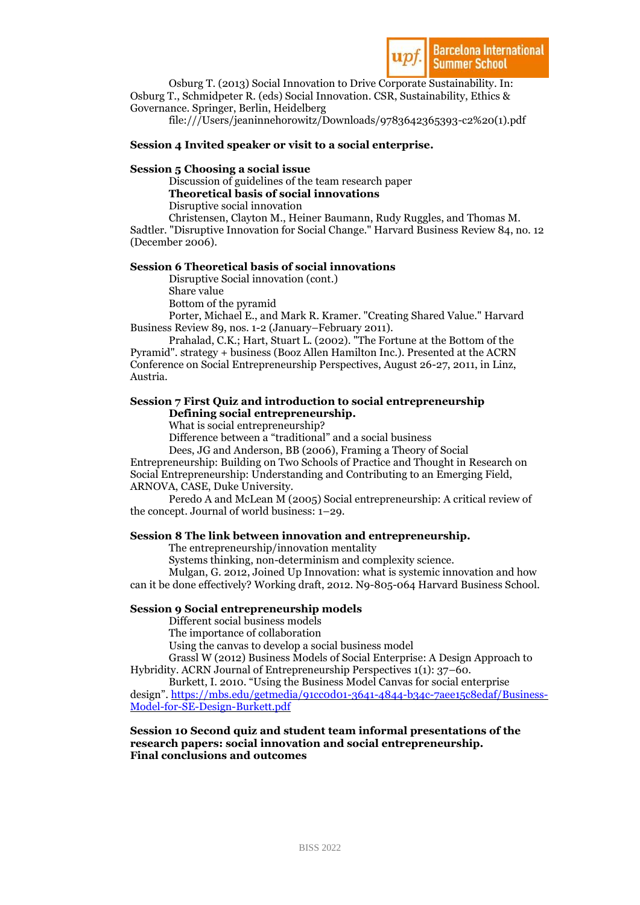Osburg T. (2013) Social Innovation to Drive Corporate Sustainability. In: Osburg T., Schmidpeter R. (eds) Social Innovation. CSR, Sustainability, Ethics & Governance. Springer, Berlin, Heidelberg
file:///Users/jeaninnehorowitz/Downloads/9783642365393-c2%20(1).pdf

**Session 4 Invited speaker or visit to a social enterprise.**

**Session 5 Choosing a social issue**

Discussion of guidelines of the team research paper

**Theoretical basis of social innovations**

Disruptive social innovation

Christensen, Clayton M., Heiner Baumann, Rudy Ruggles, and Thomas M. Sadtler. "Disruptive Innovation for Social Change." Harvard Business Review 84, no. 12 (December 2006).

**Session 6 Theoretical basis of social innovations**

Disruptive Social innovation (cont.)
Share value
Bottom of the pyramid

Porter, Michael E., and Mark R. Kramer. "Creating Shared Value." Harvard Business Review 89, nos. 1-2 (January–February 2011).

Prahalad, C.K.; Hart, Stuart L. (2002). "The Fortune at the Bottom of the Pyramid". strategy + business (Booz Allen Hamilton Inc.). Presented at the ACRN Conference on Social Entrepreneurship Perspectives, August 26-27, 2011, in Linz, Austria.

**Session 7 First Quiz and introduction to social entrepreneurship**

**Defining social entrepreneurship.**

What is social entrepreneurship?
Difference between a "traditional" and a social business

Dees, JG and Anderson, BB (2006), Framing a Theory of Social Entrepreneurship: Building on Two Schools of Practice and Thought in Research on Social Entrepreneurship: Understanding and Contributing to an Emerging Field, ARNOVA, CASE, Duke University.

Peredo A and McLean M (2005) Social entrepreneurship: A critical review of the concept. Journal of world business: 1–29.

**Session 8 The link between innovation and entrepreneurship.**

The entrepreneurship/innovation mentality
Systems thinking, non-determinism and complexity science.

Mulgan, G. 2012, Joined Up Innovation: what is systemic innovation and how can it be done effectively? Working draft, 2012. N9-805-064 Harvard Business School.

**Session 9 Social entrepreneurship models**

Different social business models
The importance of collaboration
Using the canvas to develop a social business model

Grassl W (2012) Business Models of Social Enterprise: A Design Approach to Hybridity. ACRN Journal of Entrepreneurship Perspectives 1(1): 37–60.

Burkett, I. 2010. "Using the Business Model Canvas for social enterprise design". [https://mbs.edu/getmedia/91cc0d01-3641-4844-b34c-7aee15c8edaf/Business-Model-for-SE-Design-Burkett.pdf](https://mbs.edu/getmedia/91cc0d01-3641-4844-b34c-7aee15c8edaf/Business-Model-for-SE-Design-Burkett.pdf)

**Session 10 Second quiz and student team informal presentations of the research papers: social innovation and social entrepreneurship.**
**Final conclusions and outcomes**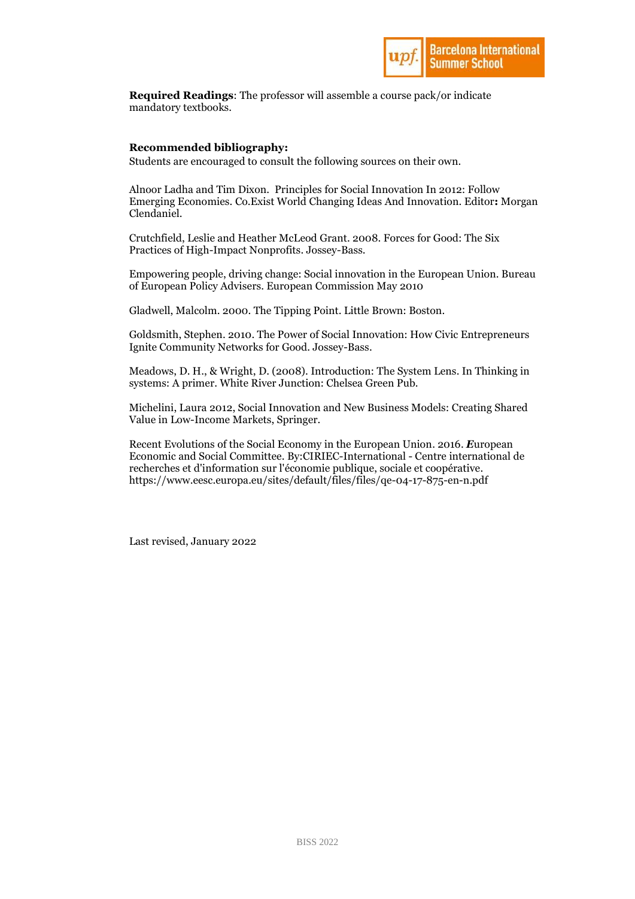**Required Readings**: The professor will assemble a course pack/or indicate mandatory textbooks.

**Recommended bibliography:**

Students are encouraged to consult the following sources on their own.

Alnoor Ladha and Tim Dixon. Principles for Social Innovation In 2012: Follow Emerging Economies. Co.Exist World Changing Ideas And Innovation. Editor**:** Morgan Clendaniel.

Crutchfield, Leslie and Heather McLeod Grant. 2008. Forces for Good: The Six Practices of High-Impact Nonprofits. Jossey-Bass.

Empowering people, driving change: Social innovation in the European Union. Bureau of European Policy Advisers. European Commission May 2010

Gladwell, Malcolm. 2000. The Tipping Point. Little Brown: Boston.

Goldsmith, Stephen. 2010. The Power of Social Innovation: How Civic Entrepreneurs Ignite Community Networks for Good. Jossey-Bass.

Meadows, D. H., & Wright, D. (2008). Introduction: The System Lens. In Thinking in systems: A primer. White River Junction: Chelsea Green Pub.

Michelini, Laura 2012, Social Innovation and New Business Models: Creating Shared Value in Low-Income Markets, Springer.

Recent Evolutions of the Social Economy in the European Union. 2016. ***E***uropean Economic and Social Committee. By:CIRIEC-International - Centre international de recherches et d'information sur l'économie publique, sociale et coopérative. https://www.eesc.europa.eu/sites/default/files/files/qe-04-17-875-en-n.pdf

Last revised, January 2022